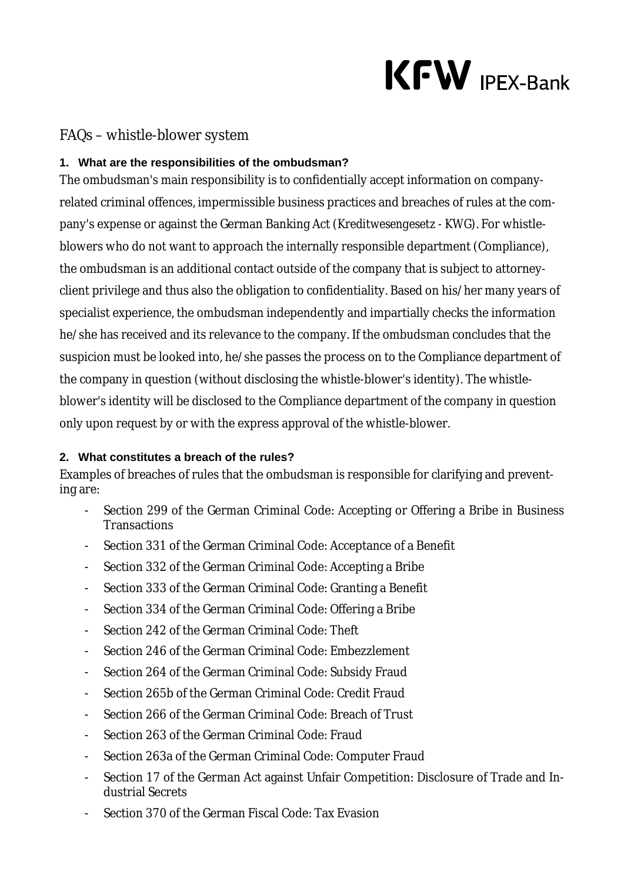KFW IPEX-Bank

# FAQs – whistle-blower system

## 1. What are the responsibilities of the ombudsman?

The ombudsman's main responsibility is to confidentially accept information on company-related criminal offences, impermissible business practices and breaches of rules at the company's expense or against the German Banking Act (Kreditwesengesetz - KWG). For whistle-blowers who do not want to approach the internally responsible department (Compliance), the ombudsman is an additional contact outside of the company that is subject to attorney-client privilege and thus also the obligation to confidentiality. Based on his/her many years of specialist experience, the ombudsman independently and impartially checks the information he/she has received and its relevance to the company. If the ombudsman concludes that the suspicion must be looked into, he/she passes the process on to the Compliance department of the company in question (without disclosing the whistle-blower's identity). The whistle-blower's identity will be disclosed to the Compliance department of the company in question only upon request by or with the express approval of the whistle-blower.

## 2. What constitutes a breach of the rules?

Examples of breaches of rules that the ombudsman is responsible for clarifying and preventing are:

- Section 299 of the German Criminal Code: Accepting or Offering a Bribe in Business Transactions
- Section 331 of the German Criminal Code: Acceptance of a Benefit
- Section 332 of the German Criminal Code: Accepting a Bribe
- Section 333 of the German Criminal Code: Granting a Benefit
- Section 334 of the German Criminal Code: Offering a Bribe
- Section 242 of the German Criminal Code: Theft
- Section 246 of the German Criminal Code: Embezzlement
- Section 264 of the German Criminal Code: Subsidy Fraud
- Section 265b of the German Criminal Code: Credit Fraud
- Section 266 of the German Criminal Code: Breach of Trust
- Section 263 of the German Criminal Code: Fraud
- Section 263a of the German Criminal Code: Computer Fraud
- Section 17 of the German Act against Unfair Competition: Disclosure of Trade and Industrial Secrets
- Section 370 of the German Fiscal Code: Tax Evasion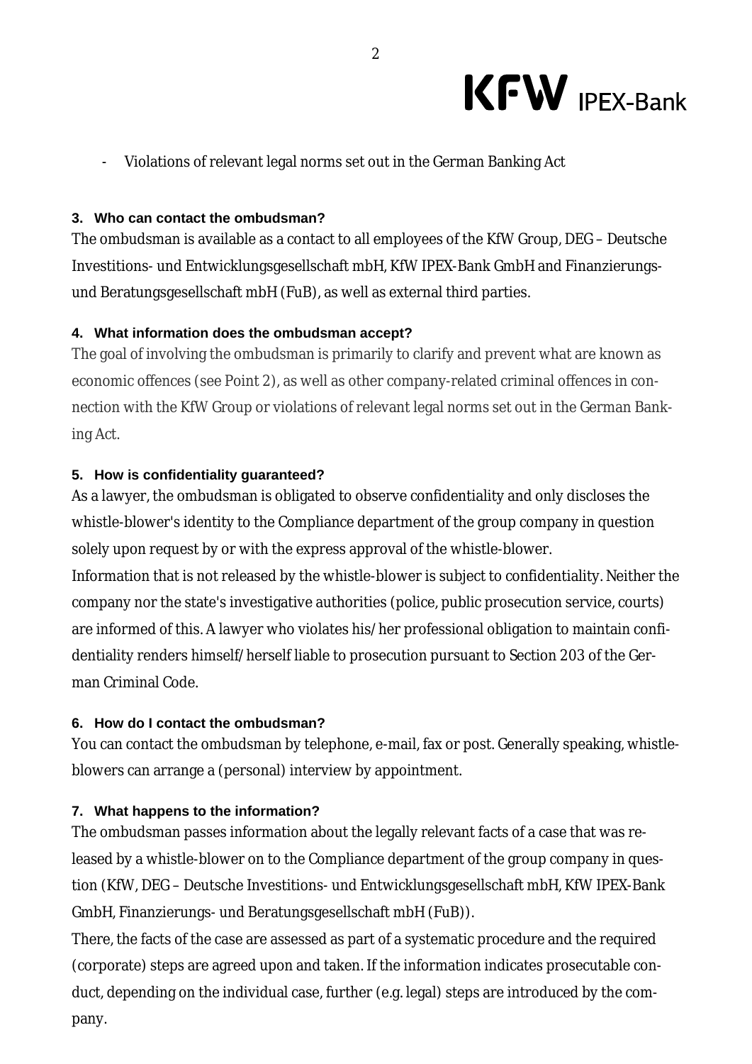- Violations of relevant legal norms set out in the German Banking Act

### 3. Who can contact the ombudsman?

The ombudsman is available as a contact to all employees of the KfW Group, DEG – Deutsche Investitions- und Entwicklungsgesellschaft mbH, KfW IPEX-Bank GmbH and Finanzierungs- und Beratungsgesellschaft mbH (FuB), as well as external third parties.

### 4. What information does the ombudsman accept?

The goal of involving the ombudsman is primarily to clarify and prevent what are known as economic offences (see Point 2), as well as other company-related criminal offences in connection with the KfW Group or violations of relevant legal norms set out in the German Banking Act.

### 5. How is confidentiality guaranteed?

As a lawyer, the ombudsman is obligated to observe confidentiality and only discloses the whistle-blower's identity to the Compliance department of the group company in question solely upon request by or with the express approval of the whistle-blower.

Information that is not released by the whistle-blower is subject to confidentiality. Neither the company nor the state's investigative authorities (police, public prosecution service, courts) are informed of this. A lawyer who violates his/her professional obligation to maintain confidentiality renders himself/herself liable to prosecution pursuant to Section 203 of the German Criminal Code.

### 6. How do I contact the ombudsman?

You can contact the ombudsman by telephone, e-mail, fax or post. Generally speaking, whistle-blowers can arrange a (personal) interview by appointment.

### 7. What happens to the information?

The ombudsman passes information about the legally relevant facts of a case that was released by a whistle-blower on to the Compliance department of the group company in question (KfW, DEG – Deutsche Investitions- und Entwicklungsgesellschaft mbH, KfW IPEX-Bank GmbH, Finanzierungs- und Beratungsgesellschaft mbH (FuB)).

There, the facts of the case are assessed as part of a systematic procedure and the required (corporate) steps are agreed upon and taken. If the information indicates prosecutable conduct, depending on the individual case, further (e.g. legal) steps are introduced by the company.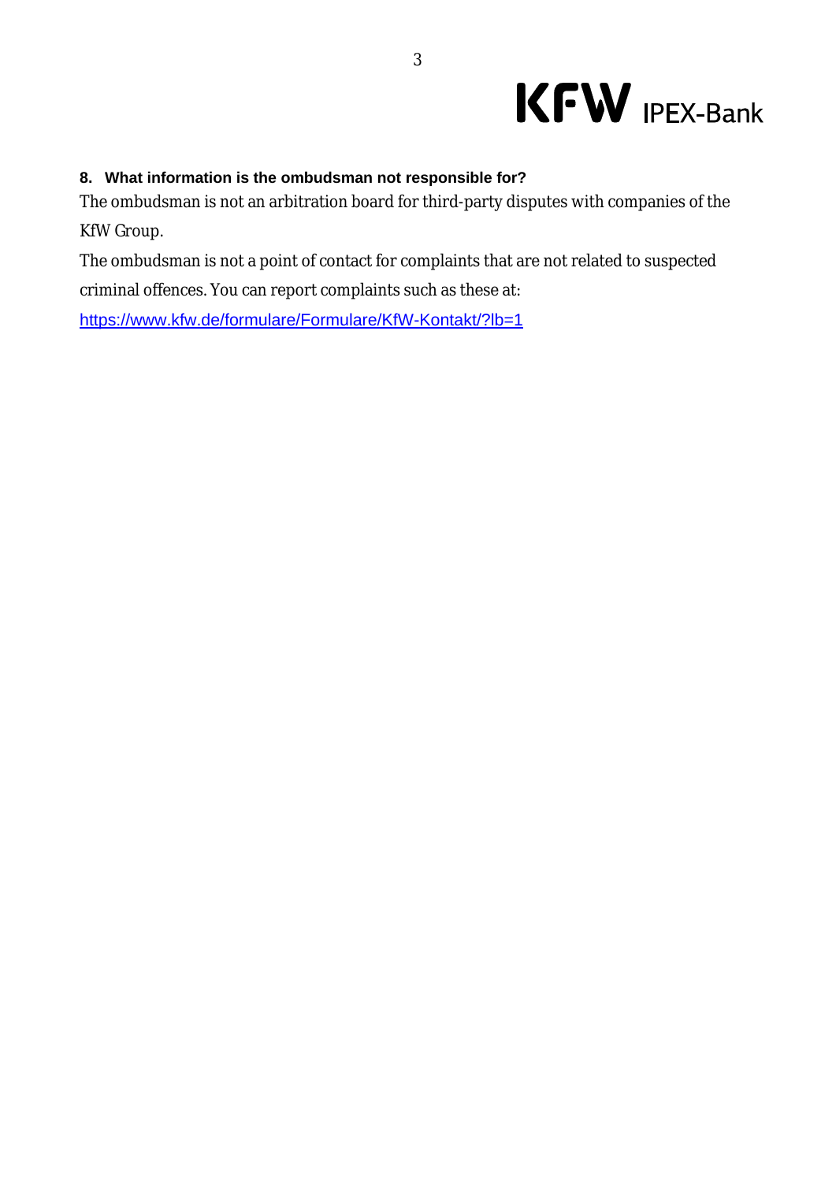## 8. What information is the ombudsman not responsible for?

The ombudsman is not an arbitration board for third-party disputes with companies of the KfW Group.

The ombudsman is not a point of contact for complaints that are not related to suspected criminal offences. You can report complaints such as these at:

https://www.kfw.de/formulare/Formulare/KfW-Kontakt/?lb=1